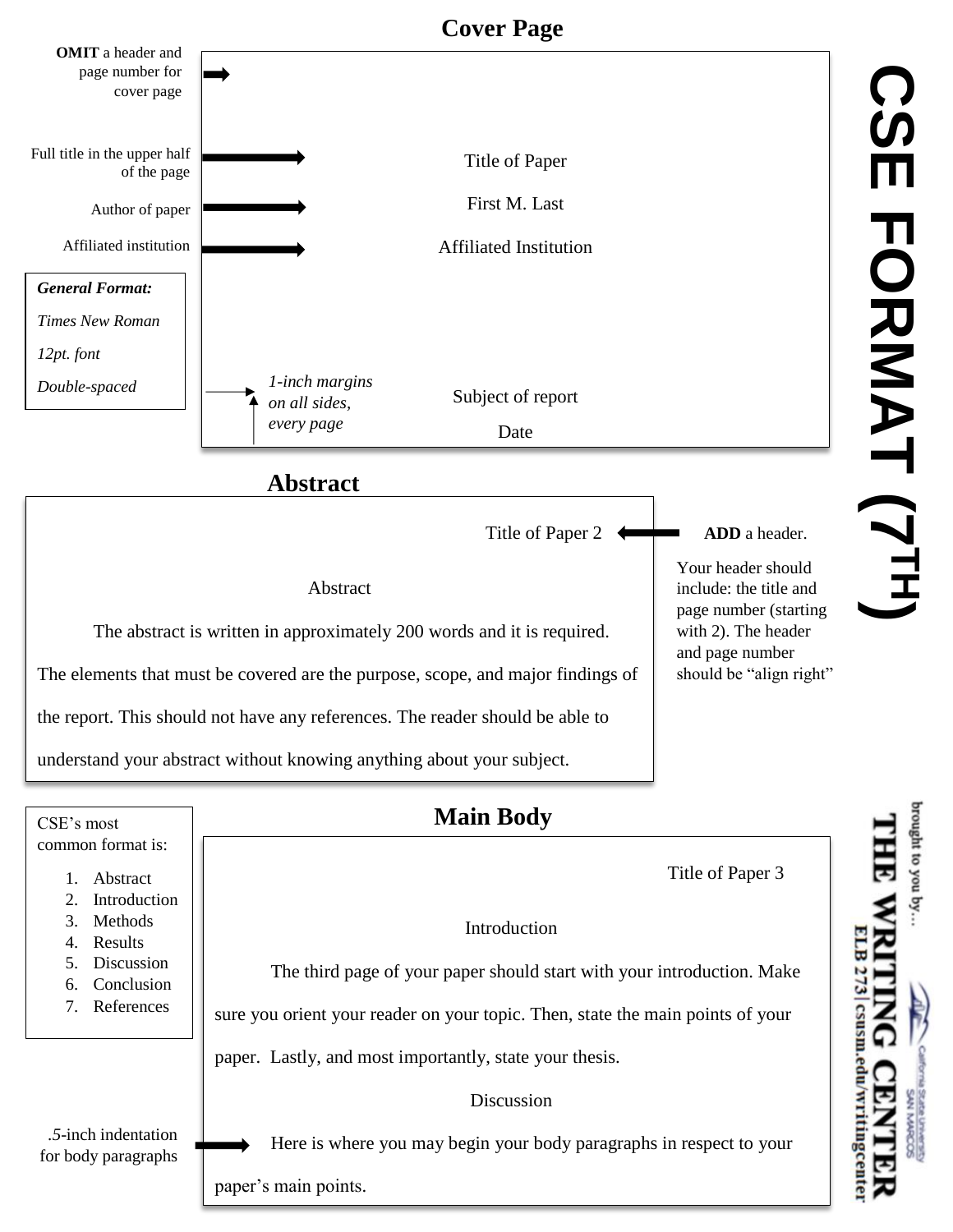# CSE FORMAT (7TH)

## Cover Page

**OMIT** a header and page number for cover page

Full title in the upper half of the page

Author of paper

Affiliated institution

*General Format:*

*Times New Roman*

*12pt. font*

*Double-spaced*

*1-inch margins on all sides, every page*

Title of Paper

First M. Last

Affiliated Institution

Subject of report

Date

## Abstract

Title of Paper 2

**ADD** a header.

Your header should include: the title and page number (starting with 2). The header and page number should be "align right"

Abstract

The abstract is written in approximately 200 words and it is required. The elements that must be covered are the purpose, scope, and major findings of the report. This should not have any references. The reader should be able to understand your abstract without knowing anything about your subject.

## Main Body

CSE's most common format is:

1. Abstract
2. Introduction
3. Methods
4. Results
5. Discussion
6. Conclusion
7. References

.5-inch indentation for body paragraphs

Title of Paper 3

Introduction

The third page of your paper should start with your introduction. Make sure you orient your reader on your topic. Then, state the main points of your paper. Lastly, and most importantly, state your thesis.

Discussion

Here is where you may begin your body paragraphs in respect to your paper's main points.

brought to you by...

THE WRITING CENTER

California State University San Marcos

ELB 273 | csusm.edu/writingcenter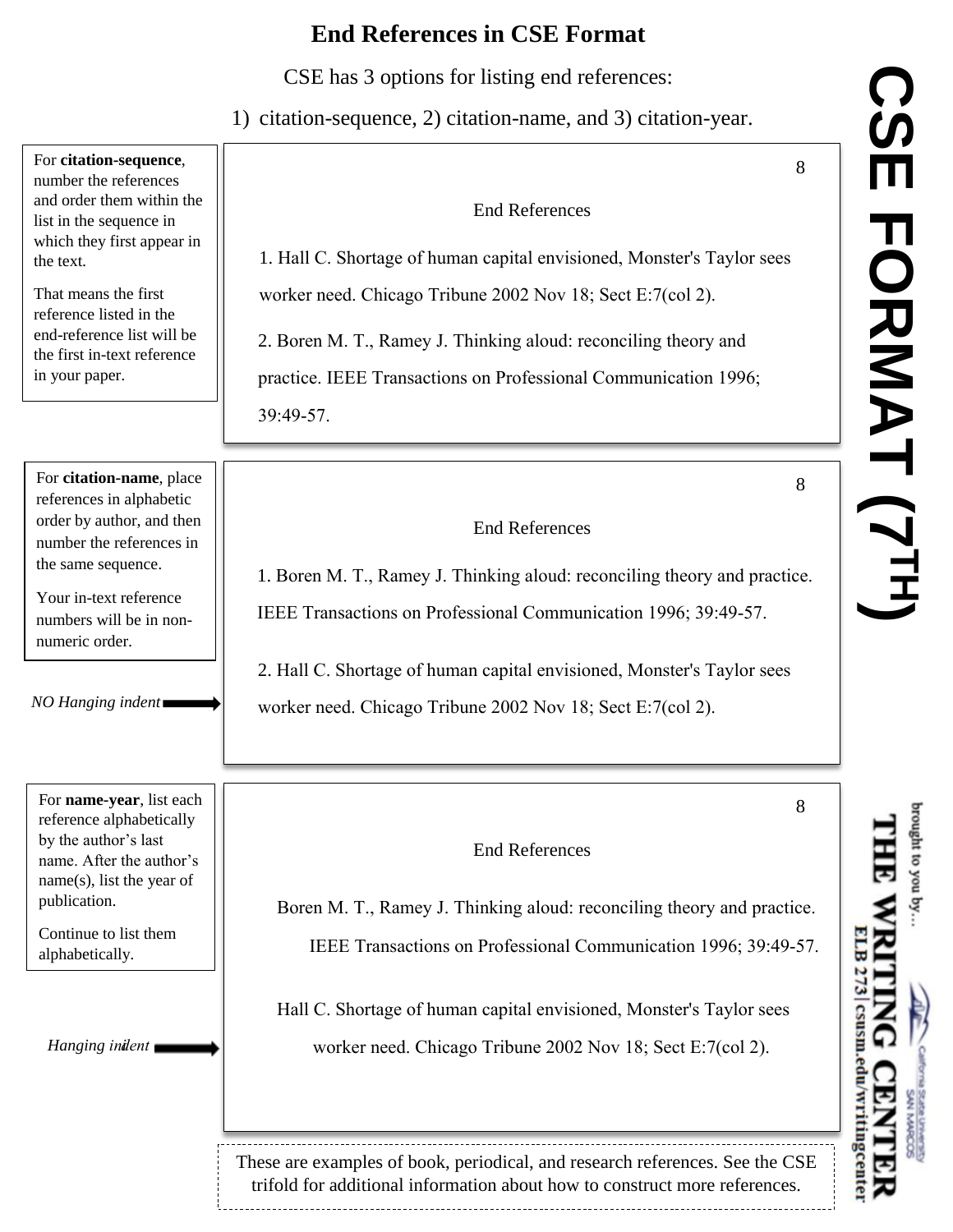# End References in CSE Format

CSE has 3 options for listing end references:

1) citation-sequence, 2) citation-name, and 3) citation-year.

For **citation-sequence**, number the references and order them within the list in the sequence in which they first appear in the text.

That means the first reference listed in the end-reference list will be the first in-text reference in your paper.

End References

1. Hall C. Shortage of human capital envisioned, Monster's Taylor sees worker need. Chicago Tribune 2002 Nov 18; Sect E:7(col 2).

2. Boren M. T., Ramey J. Thinking aloud: reconciling theory and practice. IEEE Transactions on Professional Communication 1996; 39:49-57.

For **citation-name**, place references in alphabetic order by author, and then number the references in the same sequence.

Your in-text reference numbers will be in non-numeric order.

*NO Hanging indent*

End References

1. Boren M. T., Ramey J. Thinking aloud: reconciling theory and practice. IEEE Transactions on Professional Communication 1996; 39:49-57.

2. Hall C. Shortage of human capital envisioned, Monster's Taylor sees worker need. Chicago Tribune 2002 Nov 18; Sect E:7(col 2).

For **name-year**, list each reference alphabetically by the author's last name. After the author's name(s), list the year of publication.

Continue to list them alphabetically.

*Hanging indent*

End References

Boren M. T., Ramey J. Thinking aloud: reconciling theory and practice. IEEE Transactions on Professional Communication 1996; 39:49-57.

Hall C. Shortage of human capital envisioned, Monster's Taylor sees worker need. Chicago Tribune 2002 Nov 18; Sect E:7(col 2).

These are examples of book, periodical, and research references. See the CSE trifold for additional information about how to construct more references.

**CSE FORMAT (7TH)**

brought to you by...
THE WRITING CENTER
ELB 273 | csusm.edu/writingcenter
California State University San Marcos